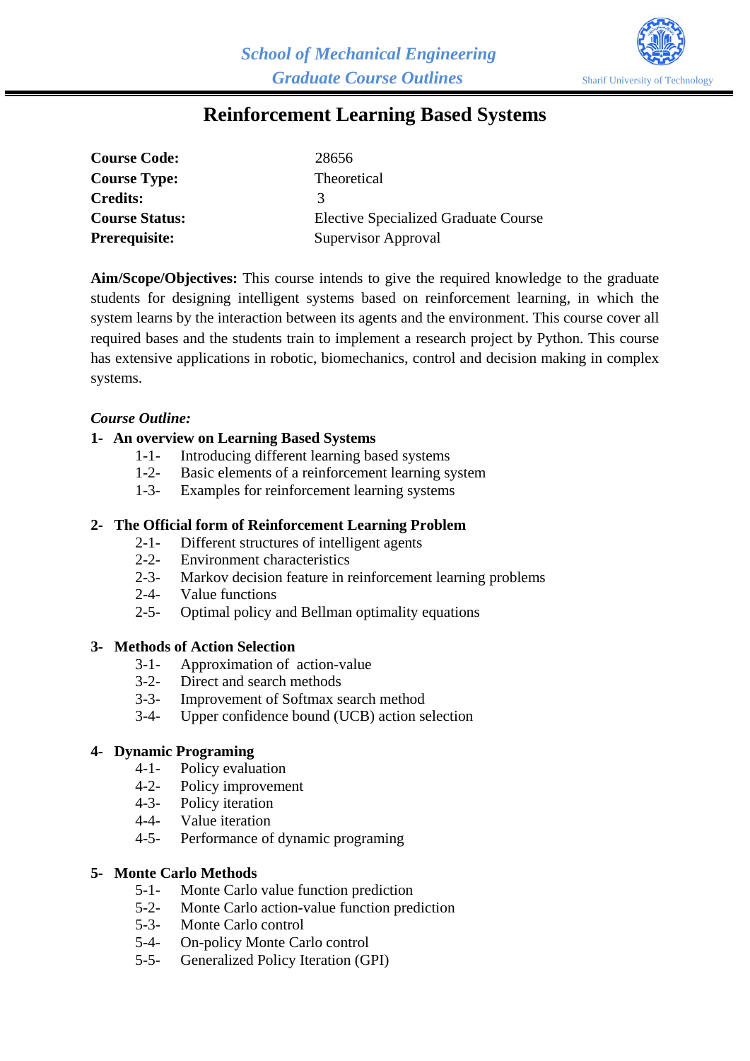*School of Mechanical Engineering*
*Graduate Course Outlines*

Sharif University of Technology

# Reinforcement Learning Based Systems

| | |
|---|---|
| **Course Code:** | 28656 |
| **Course Type:** | Theoretical |
| **Credits:** | 3 |
| **Course Status:** | Elective Specialized Graduate Course |
| **Prerequisite:** | Supervisor Approval |

**Aim/Scope/Objectives:** This course intends to give the required knowledge to the graduate students for designing intelligent systems based on reinforcement learning, in which the system learns by the interaction between its agents and the environment. This course cover all required bases and the students train to implement a research project by Python. This course has extensive applications in robotic, biomechanics, control and decision making in complex systems.

*Course Outline:*

**1- An overview on Learning Based Systems**

- 1-1- Introducing different learning based systems
- 1-2- Basic elements of a reinforcement learning system
- 1-3- Examples for reinforcement learning systems

**2- The Official form of Reinforcement Learning Problem**

- 2-1- Different structures of intelligent agents
- 2-2- Environment characteristics
- 2-3- Markov decision feature in reinforcement learning problems
- 2-4- Value functions
- 2-5- Optimal policy and Bellman optimality equations

**3- Methods of Action Selection**

- 3-1- Approximation of action-value
- 3-2- Direct and search methods
- 3-3- Improvement of Softmax search method
- 3-4- Upper confidence bound (UCB) action selection

**4- Dynamic Programing**

- 4-1- Policy evaluation
- 4-2- Policy improvement
- 4-3- Policy iteration
- 4-4- Value iteration
- 4-5- Performance of dynamic programing

**5- Monte Carlo Methods**

- 5-1- Monte Carlo value function prediction
- 5-2- Monte Carlo action-value function prediction
- 5-3- Monte Carlo control
- 5-4- On-policy Monte Carlo control
- 5-5- Generalized Policy Iteration (GPI)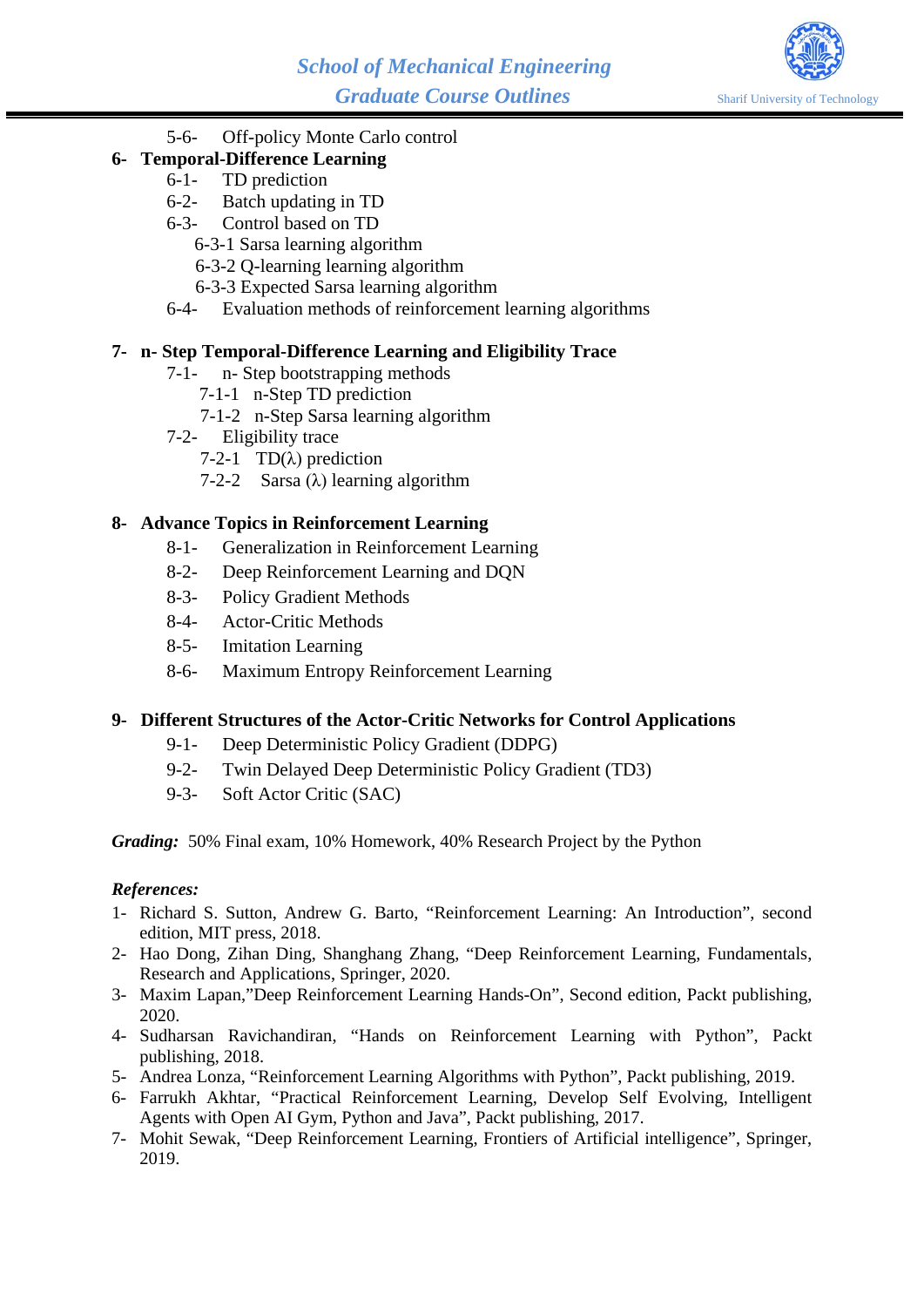- 5-6- Off-policy Monte Carlo control

**6- Temporal-Difference Learning**

- 6-1- TD prediction
- 6-2- Batch updating in TD
- 6-3- Control based on TD
  - 6-3-1 Sarsa learning algorithm
  - 6-3-2 Q-learning learning algorithm
  - 6-3-3 Expected Sarsa learning algorithm
- 6-4- Evaluation methods of reinforcement learning algorithms

**7- n- Step Temporal-Difference Learning and Eligibility Trace**

- 7-1- n- Step bootstrapping methods
  - 7-1-1 n-Step TD prediction
  - 7-1-2 n-Step Sarsa learning algorithm
- 7-2- Eligibility trace
  - 7-2-1 TD(λ) prediction
  - 7-2-2 Sarsa (λ) learning algorithm

**8- Advance Topics in Reinforcement Learning**

- 8-1- Generalization in Reinforcement Learning
- 8-2- Deep Reinforcement Learning and DQN
- 8-3- Policy Gradient Methods
- 8-4- Actor-Critic Methods
- 8-5- Imitation Learning
- 8-6- Maximum Entropy Reinforcement Learning

**9- Different Structures of the Actor-Critic Networks for Control Applications**

- 9-1- Deep Deterministic Policy Gradient (DDPG)
- 9-2- Twin Delayed Deep Deterministic Policy Gradient (TD3)
- 9-3- Soft Actor Critic (SAC)

***Grading:*** 50% Final exam, 10% Homework, 40% Research Project by the Python

***References:***

1- Richard S. Sutton, Andrew G. Barto, "Reinforcement Learning: An Introduction", second edition, MIT press, 2018.
2- Hao Dong, Zihan Ding, Shanghang Zhang, "Deep Reinforcement Learning, Fundamentals, Research and Applications, Springer, 2020.
3- Maxim Lapan,"Deep Reinforcement Learning Hands-On", Second edition, Packt publishing, 2020.
4- Sudharsan Ravichandiran, "Hands on Reinforcement Learning with Python", Packt publishing, 2018.
5- Andrea Lonza, "Reinforcement Learning Algorithms with Python", Packt publishing, 2019.
6- Farrukh Akhtar, "Practical Reinforcement Learning, Develop Self Evolving, Intelligent Agents with Open AI Gym, Python and Java", Packt publishing, 2017.
7- Mohit Sewak, "Deep Reinforcement Learning, Frontiers of Artificial intelligence", Springer, 2019.